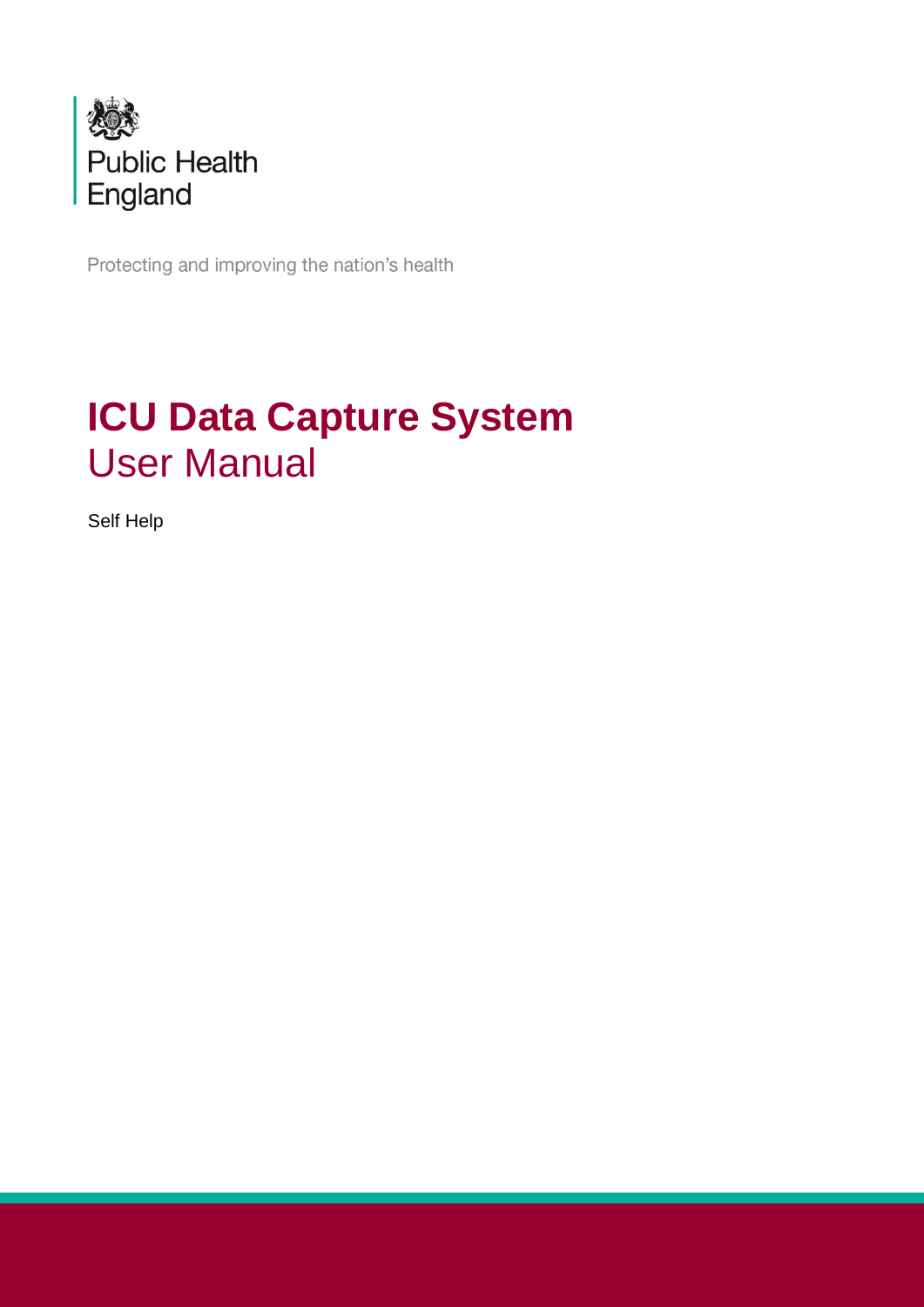Public Health England

Protecting and improving the nation's health

# ICU Data Capture System
## User Manual

Self Help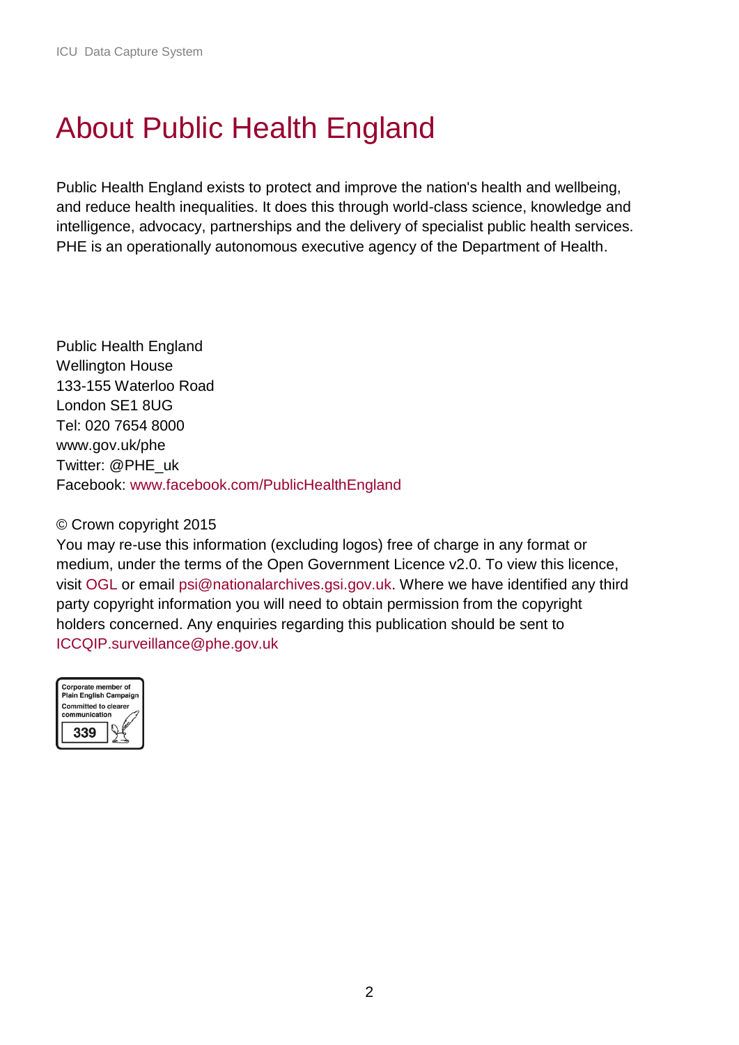# About Public Health England

Public Health England exists to protect and improve the nation's health and wellbeing, and reduce health inequalities. It does this through world-class science, knowledge and intelligence, advocacy, partnerships and the delivery of specialist public health services. PHE is an operationally autonomous executive agency of the Department of Health.

Public Health England
Wellington House
133-155 Waterloo Road
London SE1 8UG
Tel: 020 7654 8000
www.gov.uk/phe
Twitter: @PHE_uk
Facebook: www.facebook.com/PublicHealthEngland

© Crown copyright 2015
You may re-use this information (excluding logos) free of charge in any format or medium, under the terms of the Open Government Licence v2.0. To view this licence, visit OGL or email psi@nationalarchives.gsi.gov.uk. Where we have identified any third party copyright information you will need to obtain permission from the copyright holders concerned. Any enquiries regarding this publication should be sent to ICCQIP.surveillance@phe.gov.uk

Corporate member of Plain English Campaign
Committed to clearer communication
339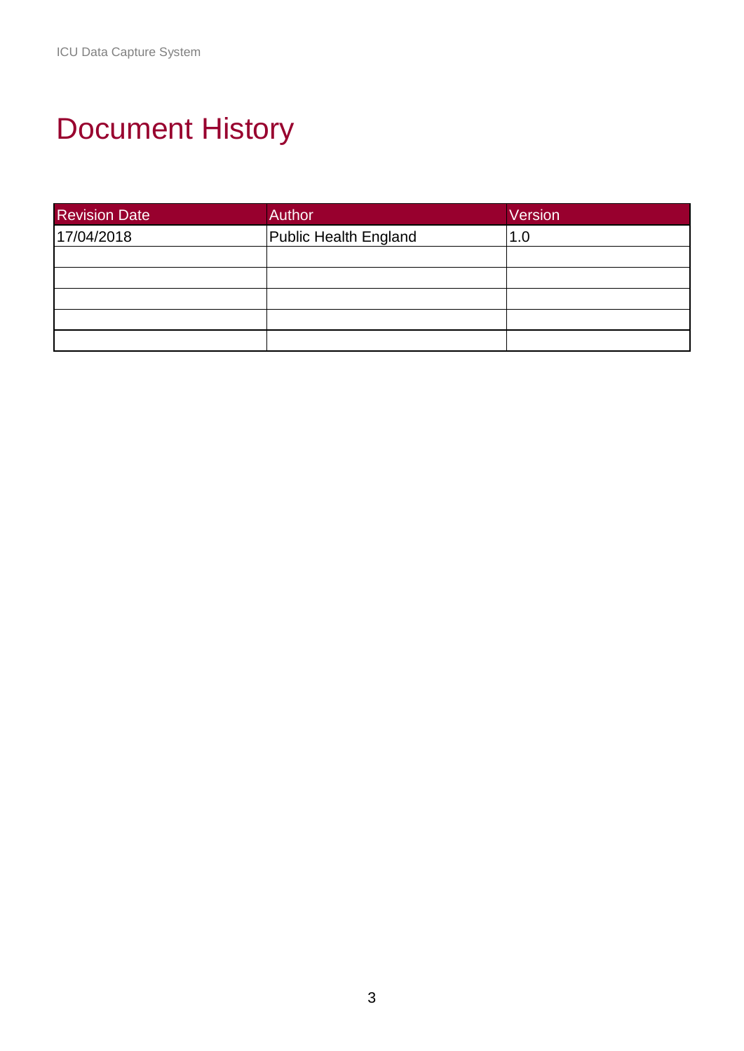# Document History

| Revision Date | Author | Version |
| --- | --- | --- |
| 17/04/2018 | Public Health England | 1.0 |
| | | |
| | | |
| | | |
| | | |
| | | |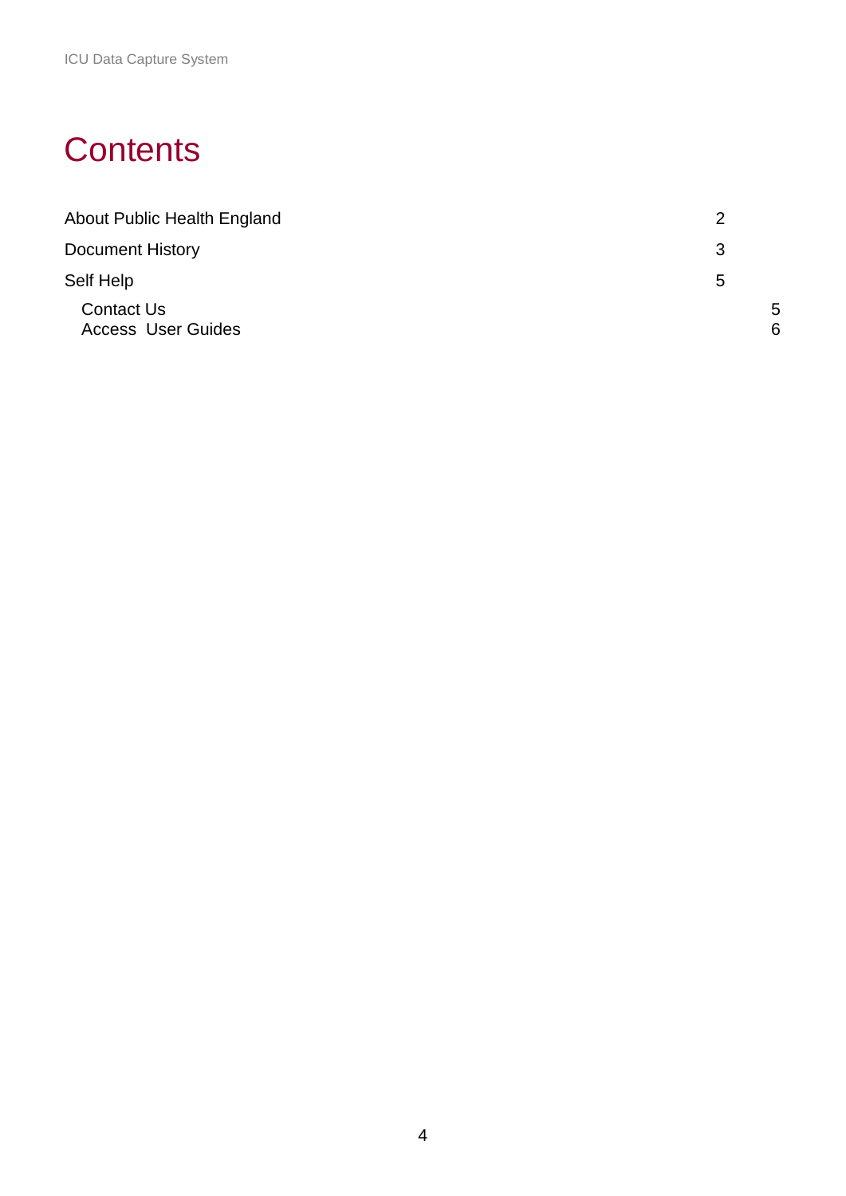# Contents

| | |
|---|---|
| About Public Health England | 2 |
| Document History | 3 |
| Self Help | 5 |
| Contact Us | 5 |
| Access User Guides | 6 |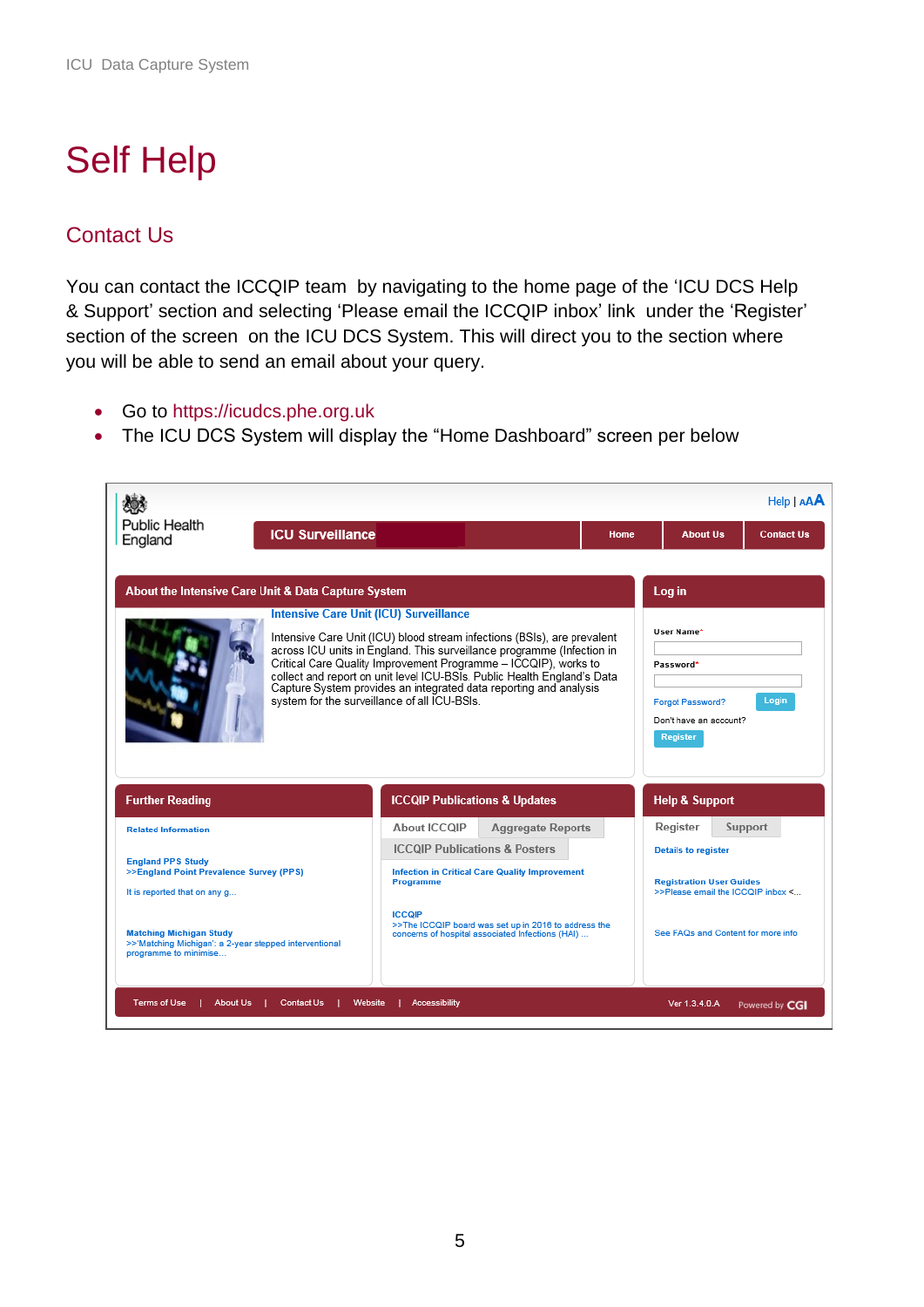# Self Help

## Contact Us

You can contact the ICCQIP team by navigating to the home page of the 'ICU DCS Help & Support' section and selecting 'Please email the ICCQIP inbox' link under the 'Register' section of the screen on the ICU DCS System. This will direct you to the section where you will be able to send an email about your query.

- Go to https://icudcs.phe.org.uk
- The ICU DCS System will display the "Home Dashboard" screen per below

Help | AAA

Public Health England

ICU Surveillance | Home | About Us | Contact Us

**About the Intensive Care Unit & Data Capture System**

**Intensive Care Unit (ICU) Surveillance**

Intensive Care Unit (ICU) blood stream infections (BSIs), are prevalent across ICU units in England. This surveillance programme (Infection in Critical Care Quality Improvement Programme – ICCQIP), works to collect and report on unit level ICU-BSIs. Public Health England's Data Capture System provides an integrated data reporting and analysis system for the surveillance of all ICU-BSIs.

**Log in**

User Name*

Password*

Forgot Password? Login

Don't have an account?

Register

**Further Reading**

Related Information

England PPS Study
>>England Point Prevalence Survey (PPS)

It is reported that on any g...

Matching Michigan Study
>>'Matching Michigan': a 2-year stepped interventional programme to minimise...

**ICCQIP Publications & Updates**

About ICCQIP | Aggregate Reports | ICCQIP Publications & Posters

Infection in Critical Care Quality Improvement Programme

ICCQIP
>>The ICCQIP board was set up in 2016 to address the concerns of hospital associated Infections (HAI) ...

**Help & Support**

Register | Support

Details to register

Registration User Guides
>>Please email the ICCQIP inbox <...

See FAQs and Content for more info

Terms of Use | About Us | Contact Us | Website | Accessibility

Ver 1.3.4.0.A Powered by CGI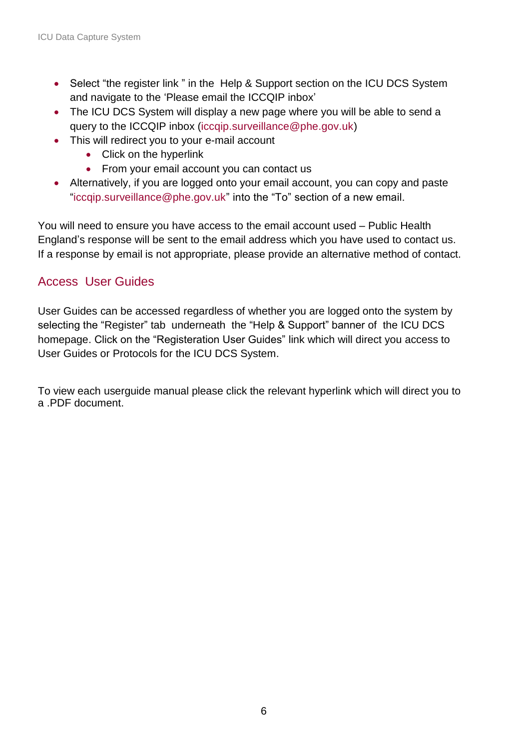- Select “the register link ” in the Help & Support section on the ICU DCS System and navigate to the ‘Please email the ICCQIP inbox’
- The ICU DCS System will display a new page where you will be able to send a query to the ICCQIP inbox (iccqip.surveillance@phe.gov.uk)
- This will redirect you to your e-mail account
  - Click on the hyperlink
  - From your email account you can contact us
- Alternatively, if you are logged onto your email account, you can copy and paste “iccqip.surveillance@phe.gov.uk” into the “To” section of a new email.

You will need to ensure you have access to the email account used – Public Health England’s response will be sent to the email address which you have used to contact us. If a response by email is not appropriate, please provide an alternative method of contact.

## Access User Guides

User Guides can be accessed regardless of whether you are logged onto the system by selecting the “Register” tab underneath the “Help & Support” banner of the ICU DCS homepage. Click on the “Registeration User Guides” link which will direct you access to User Guides or Protocols for the ICU DCS System.

To view each userguide manual please click the relevant hyperlink which will direct you to a .PDF document.